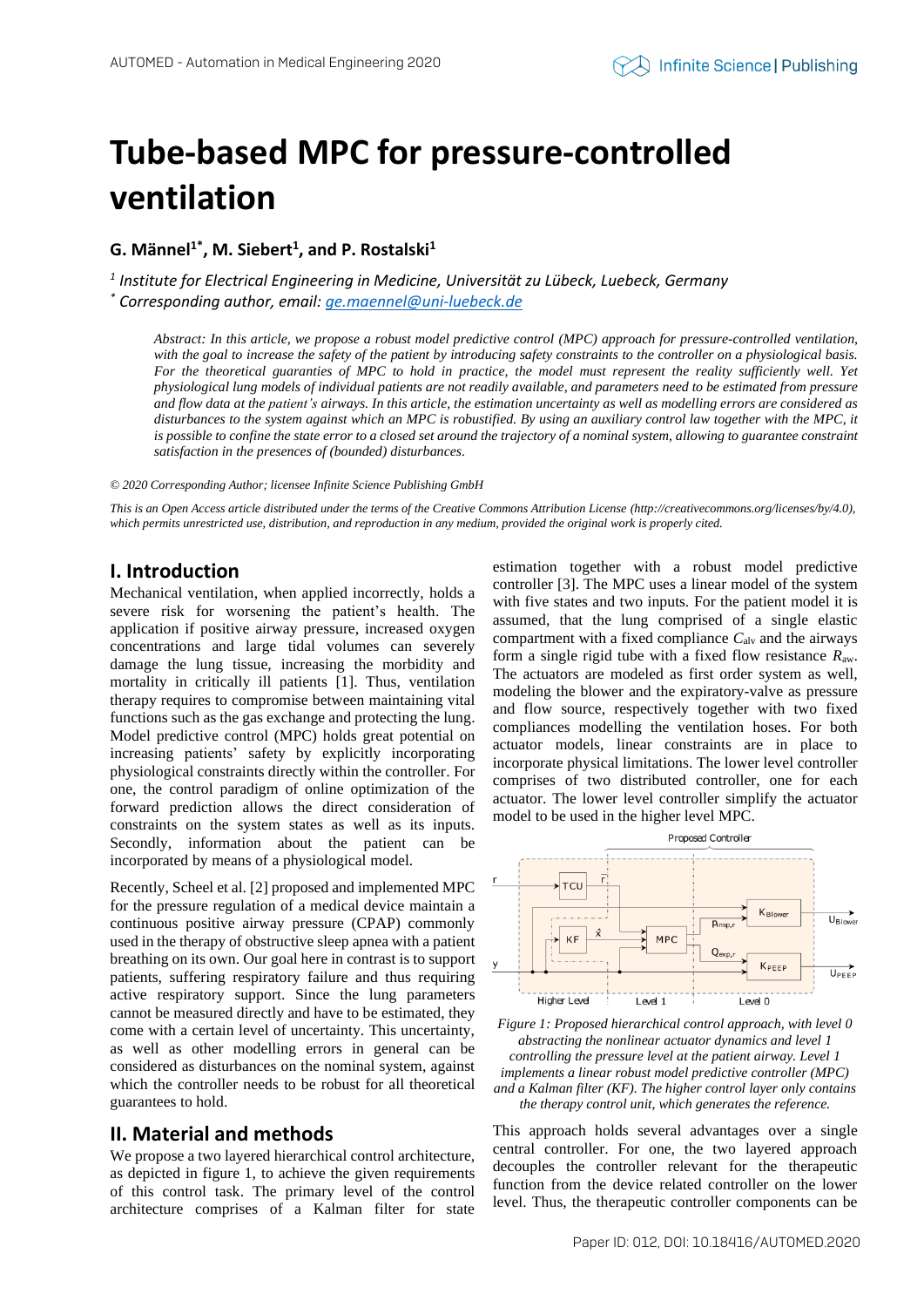# Tube-based MPC for pressure-controlled ventilation

**G. Männel[1*], M. Siebert[1], and P. Rostalski[1]**

[1] *Institute for Electrical Engineering in Medicine, Universität zu Lübeck, Luebeck, Germany*
[*] *Corresponding author, email: ge.maennel@uni-luebeck.de*

*Abstract: In this article, we propose a robust model predictive control (MPC) approach for pressure-controlled ventilation, with the goal to increase the safety of the patient by introducing safety constraints to the controller on a physiological basis. For the theoretical guaranties of MPC to hold in practice, the model must represent the reality sufficiently well. Yet physiological lung models of individual patients are not readily available, and parameters need to be estimated from pressure and flow data at the patient's airways. In this article, the estimation uncertainty as well as modelling errors are considered as disturbances to the system against which an MPC is robustified. By using an auxiliary control law together with the MPC, it is possible to confine the state error to a closed set around the trajectory of a nominal system, allowing to guarantee constraint satisfaction in the presences of (bounded) disturbances.*

*© 2020 Corresponding Author; licensee Infinite Science Publishing GmbH*

*This is an Open Access article distributed under the terms of the Creative Commons Attribution License (http://creativecommons.org/licenses/by/4.0), which permits unrestricted use, distribution, and reproduction in any medium, provided the original work is properly cited.*

## I. Introduction

Mechanical ventilation, when applied incorrectly, holds a severe risk for worsening the patient's health. The application if positive airway pressure, increased oxygen concentrations and large tidal volumes can severely damage the lung tissue, increasing the morbidity and mortality in critically ill patients [1]. Thus, ventilation therapy requires to compromise between maintaining vital functions such as the gas exchange and protecting the lung. Model predictive control (MPC) holds great potential on increasing patients' safety by explicitly incorporating physiological constraints directly within the controller. For one, the control paradigm of online optimization of the forward prediction allows the direct consideration of constraints on the system states as well as its inputs. Secondly, information about the patient can be incorporated by means of a physiological model.

Recently, Scheel et al. [2] proposed and implemented MPC for the pressure regulation of a medical device maintain a continuous positive airway pressure (CPAP) commonly used in the therapy of obstructive sleep apnea with a patient breathing on its own. Our goal here in contrast is to support patients, suffering respiratory failure and thus requiring active respiratory support. Since the lung parameters cannot be measured directly and have to be estimated, they come with a certain level of uncertainty. This uncertainty, as well as other modelling errors in general can be considered as disturbances on the nominal system, against which the controller needs to be robust for all theoretical guarantees to hold.

## II. Material and methods

We propose a two layered hierarchical control architecture, as depicted in figure 1, to achieve the given requirements of this control task. The primary level of the control architecture comprises of a Kalman filter for state estimation together with a robust model predictive controller [3]. The MPC uses a linear model of the system with five states and two inputs. For the patient model it is assumed, that the lung comprised of a single elastic compartment with a fixed compliance $C_{\text{alv}}$ and the airways form a single rigid tube with a fixed flow resistance $R_{\text{aw}}$. The actuators are modeled as first order system as well, modeling the blower and the expiratory-valve as pressure and flow source, respectively together with two fixed compliances modelling the ventilation hoses. For both actuator models, linear constraints are in place to incorporate physical limitations. The lower level controller comprises of two distributed controller, one for each actuator. The lower level controller simplify the actuator model to be used in the higher level MPC.

*Figure 1: Proposed hierarchical control approach, with level 0 abstracting the nonlinear actuator dynamics and level 1 controlling the pressure level at the patient airway. Level 1 implements a linear robust model predictive controller (MPC) and a Kalman filter (KF). The higher control layer only contains the therapy control unit, which generates the reference.*

This approach holds several advantages over a single central controller. For one, the two layered approach decouples the controller relevant for the therapeutic function from the device related controller on the lower level. Thus, the therapeutic controller components can be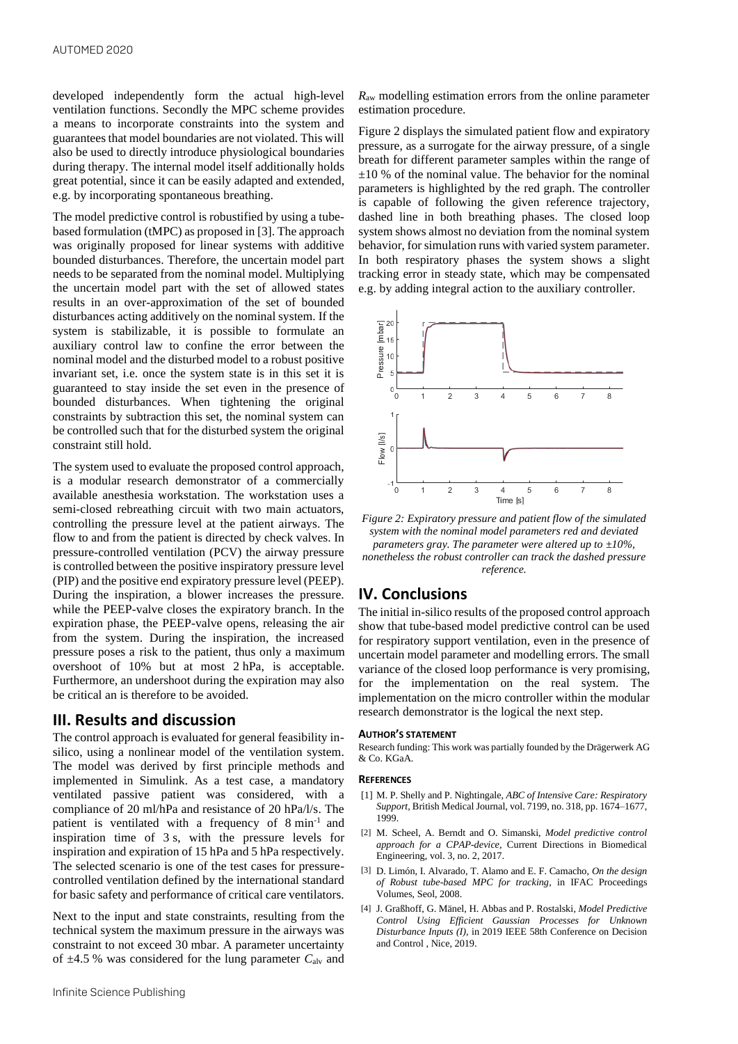developed independently form the actual high-level ventilation functions. Secondly the MPC scheme provides a means to incorporate constraints into the system and guarantees that model boundaries are not violated. This will also be used to directly introduce physiological boundaries during therapy. The internal model itself additionally holds great potential, since it can be easily adapted and extended, e.g. by incorporating spontaneous breathing.

The model predictive control is robustified by using a tube-based formulation (tMPC) as proposed in [3]. The approach was originally proposed for linear systems with additive bounded disturbances. Therefore, the uncertain model part needs to be separated from the nominal model. Multiplying the uncertain model part with the set of allowed states results in an over-approximation of the set of bounded disturbances acting additively on the nominal system. If the system is stabilizable, it is possible to formulate an auxiliary control law to confine the error between the nominal model and the disturbed model to a robust positive invariant set, i.e. once the system state is in this set it is guaranteed to stay inside the set even in the presence of bounded disturbances. When tightening the original constraints by subtraction this set, the nominal system can be controlled such that for the disturbed system the original constraint still hold.

The system used to evaluate the proposed control approach, is a modular research demonstrator of a commercially available anesthesia workstation. The workstation uses a semi-closed rebreathing circuit with two main actuators, controlling the pressure level at the patient airways. The flow to and from the patient is directed by check valves. In pressure-controlled ventilation (PCV) the airway pressure is controlled between the positive inspiratory pressure level (PIP) and the positive end expiratory pressure level (PEEP). During the inspiration, a blower increases the pressure. while the PEEP-valve closes the expiratory branch. In the expiration phase, the PEEP-valve opens, releasing the air from the system. During the inspiration, the increased pressure poses a risk to the patient, thus only a maximum overshoot of 10% but at most 2 hPa, is acceptable. Furthermore, an undershoot during the expiration may also be critical an is therefore to be avoided.

## III. Results and discussion

The control approach is evaluated for general feasibility in-silico, using a nonlinear model of the ventilation system. The model was derived by first principle methods and implemented in Simulink. As a test case, a mandatory ventilated passive patient was considered, with a compliance of 20 ml/hPa and resistance of 20 hPa/l/s. The patient is ventilated with a frequency of 8 $\text{min}^{-1}$ and inspiration time of 3 s, with the pressure levels for inspiration and expiration of 15 hPa and 5 hPa respectively. The selected scenario is one of the test cases for pressure-controlled ventilation defined by the international standard for basic safety and performance of critical care ventilators.

Next to the input and state constraints, resulting from the technical system the maximum pressure in the airways was constraint to not exceed 30 mbar. A parameter uncertainty of ±4.5 % was considered for the lung parameter $C_{\text{alv}}$ and $R_{\text{aw}}$ modelling estimation errors from the online parameter estimation procedure.

Figure 2 displays the simulated patient flow and expiratory pressure, as a surrogate for the airway pressure, of a single breath for different parameter samples within the range of ±10 % of the nominal value. The behavior for the nominal parameters is highlighted by the red graph. The controller is capable of following the given reference trajectory, dashed line in both breathing phases. The closed loop system shows almost no deviation from the nominal system behavior, for simulation runs with varied system parameter. In both respiratory phases the system shows a slight tracking error in steady state, which may be compensated e.g. by adding integral action to the auxiliary controller.

Pressure [mbar]
20
15
10
5
0
0 1 2 3 4 5 6 7 8

Flow [l/s]
1
0
-1
0 1 2 3 4 5 6 7 8
Time [s]

*Figure 2: Expiratory pressure and patient flow of the simulated system with the nominal model parameters red and deviated parameters gray. The parameter were altered up to ±10%, nonetheless the robust controller can track the dashed pressure reference.*

## IV. Conclusions

The initial in-silico results of the proposed control approach show that tube-based model predictive control can be used for respiratory support ventilation, even in the presence of uncertain model parameter and modelling errors. The small variance of the closed loop performance is very promising, for the implementation on the real system. The implementation on the micro controller within the modular research demonstrator is the logical the next step.

#### AUTHOR'S STATEMENT

Research funding: This work was partially founded by the Drägerwerk AG & Co. KGaA.

#### REFERENCES

[1] M. P. Shelly and P. Nightingale, *ABC of Intensive Care: Respiratory Support*, British Medical Journal, vol. 7199, no. 318, pp. 1674–1677, 1999.

[2] M. Scheel, A. Berndt and O. Simanski, *Model predictive control approach for a CPAP-device*, Current Directions in Biomedical Engineering, vol. 3, no. 2, 2017.

[3] D. Limón, I. Alvarado, T. Alamo and E. F. Camacho, *On the design of Robust tube-based MPC for tracking*, in IFAC Proceedings Volumes, Seol, 2008.

[4] J. Graßhoff, G. Mänel, H. Abbas and P. Rostalski, *Model Predictive Control Using Efficient Gaussian Processes for Unknown Disturbance Inputs (I)*, in 2019 IEEE 58th Conference on Decision and Control , Nice, 2019.